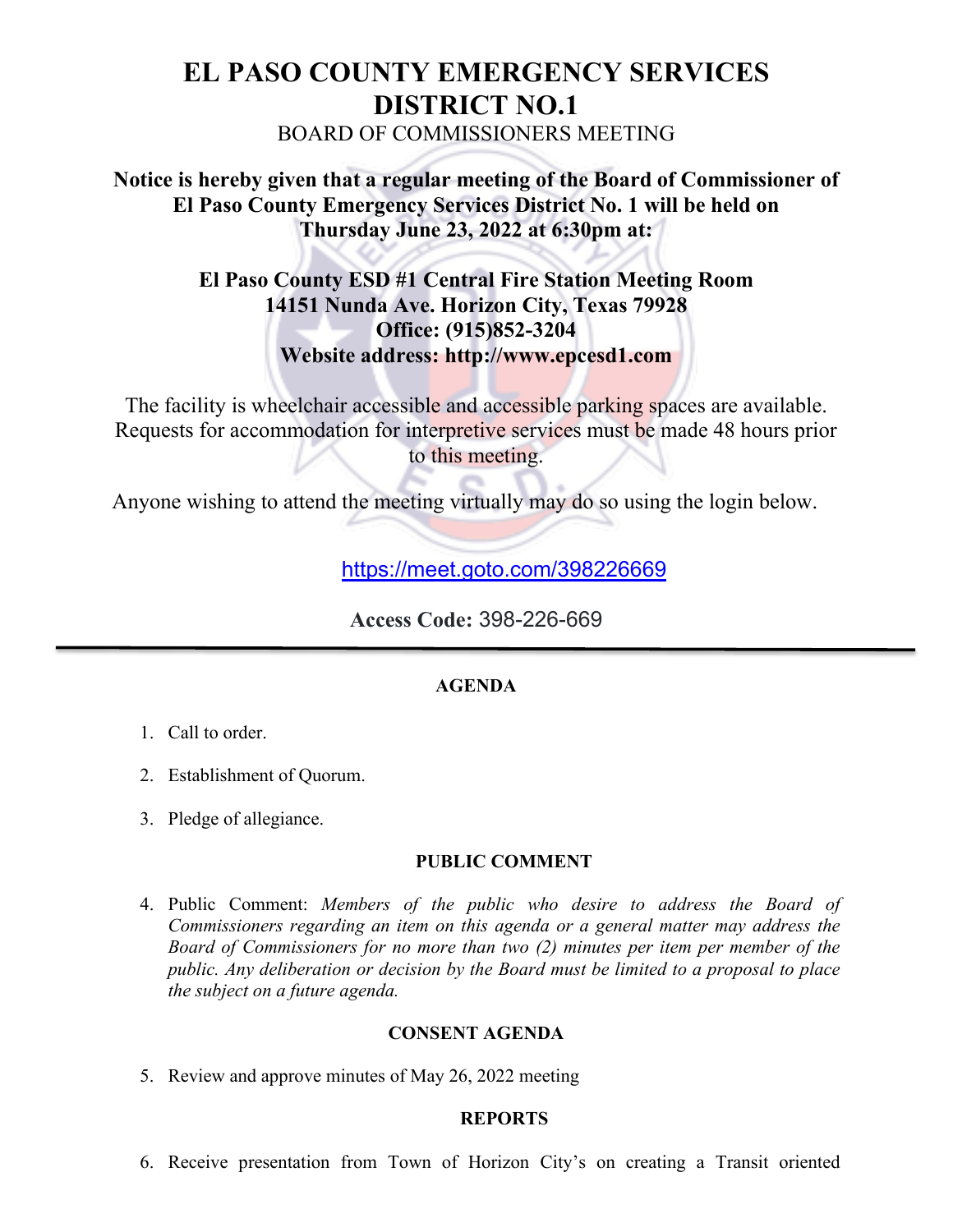# EL PASO COUNTY EMERGENCY SERVICES DISTRICT NO.1

BOARD OF COMMISSIONERS MEETING

**Notice is hereby given that a regular meeting of the Board of Commissioner of El Paso County Emergency Services District No. 1 will be held on Thursday June 23, 2022 at 6:30pm at:**

**El Paso County ESD #1 Central Fire Station Meeting Room**
**14151 Nunda Ave. Horizon City, Texas 79928**
**Office: (915)852-3204**
**Website address: http://www.epcesd1.com**

The facility is wheelchair accessible and accessible parking spaces are available. Requests for accommodation for interpretive services must be made 48 hours prior to this meeting.

Anyone wishing to attend the meeting virtually may do so using the login below.

https://meet.goto.com/398226669

**Access Code:** 398-226-669

---

**AGENDA**

1. Call to order.

2. Establishment of Quorum.

3. Pledge of allegiance.

**PUBLIC COMMENT**

4. Public Comment: *Members of the public who desire to address the Board of Commissioners regarding an item on this agenda or a general matter may address the Board of Commissioners for no more than two (2) minutes per item per member of the public. Any deliberation or decision by the Board must be limited to a proposal to place the subject on a future agenda.*

**CONSENT AGENDA**

5. Review and approve minutes of May 26, 2022 meeting

**REPORTS**

6. Receive presentation from Town of Horizon City's on creating a Transit oriented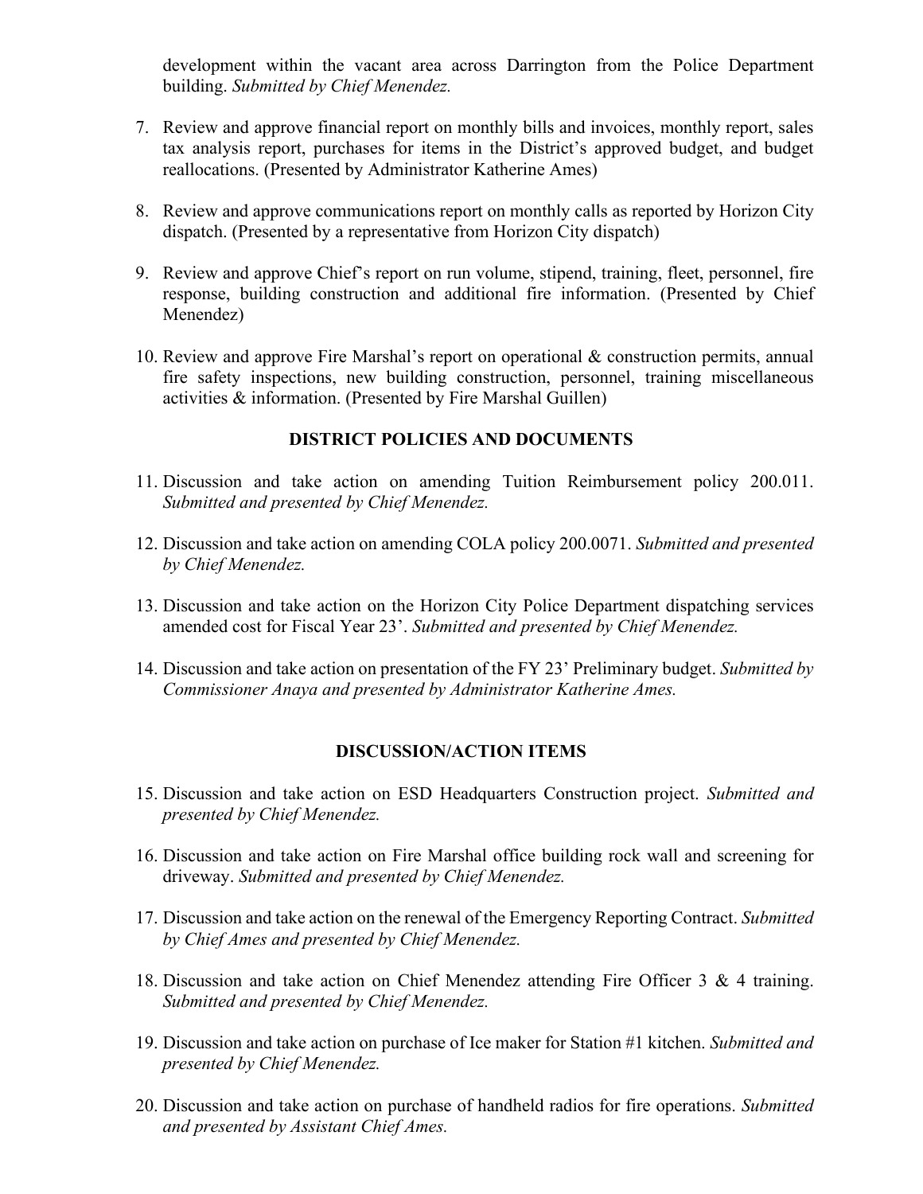development within the vacant area across Darrington from the Police Department building. *Submitted by Chief Menendez.*

7. Review and approve financial report on monthly bills and invoices, monthly report, sales tax analysis report, purchases for items in the District's approved budget, and budget reallocations. (Presented by Administrator Katherine Ames)

8. Review and approve communications report on monthly calls as reported by Horizon City dispatch. (Presented by a representative from Horizon City dispatch)

9. Review and approve Chief's report on run volume, stipend, training, fleet, personnel, fire response, building construction and additional fire information. (Presented by Chief Menendez)

10. Review and approve Fire Marshal's report on operational & construction permits, annual fire safety inspections, new building construction, personnel, training miscellaneous activities & information. (Presented by Fire Marshal Guillen)

## DISTRICT POLICIES AND DOCUMENTS

11. Discussion and take action on amending Tuition Reimbursement policy 200.011. *Submitted and presented by Chief Menendez.*

12. Discussion and take action on amending COLA policy 200.0071. *Submitted and presented by Chief Menendez.*

13. Discussion and take action on the Horizon City Police Department dispatching services amended cost for Fiscal Year 23'. *Submitted and presented by Chief Menendez.*

14. Discussion and take action on presentation of the FY 23' Preliminary budget. *Submitted by Commissioner Anaya and presented by Administrator Katherine Ames.*

## DISCUSSION/ACTION ITEMS

15. Discussion and take action on ESD Headquarters Construction project. *Submitted and presented by Chief Menendez.*

16. Discussion and take action on Fire Marshal office building rock wall and screening for driveway. *Submitted and presented by Chief Menendez.*

17. Discussion and take action on the renewal of the Emergency Reporting Contract. *Submitted by Chief Ames and presented by Chief Menendez.*

18. Discussion and take action on Chief Menendez attending Fire Officer 3 & 4 training. *Submitted and presented by Chief Menendez.*

19. Discussion and take action on purchase of Ice maker for Station #1 kitchen. *Submitted and presented by Chief Menendez.*

20. Discussion and take action on purchase of handheld radios for fire operations. *Submitted and presented by Assistant Chief Ames.*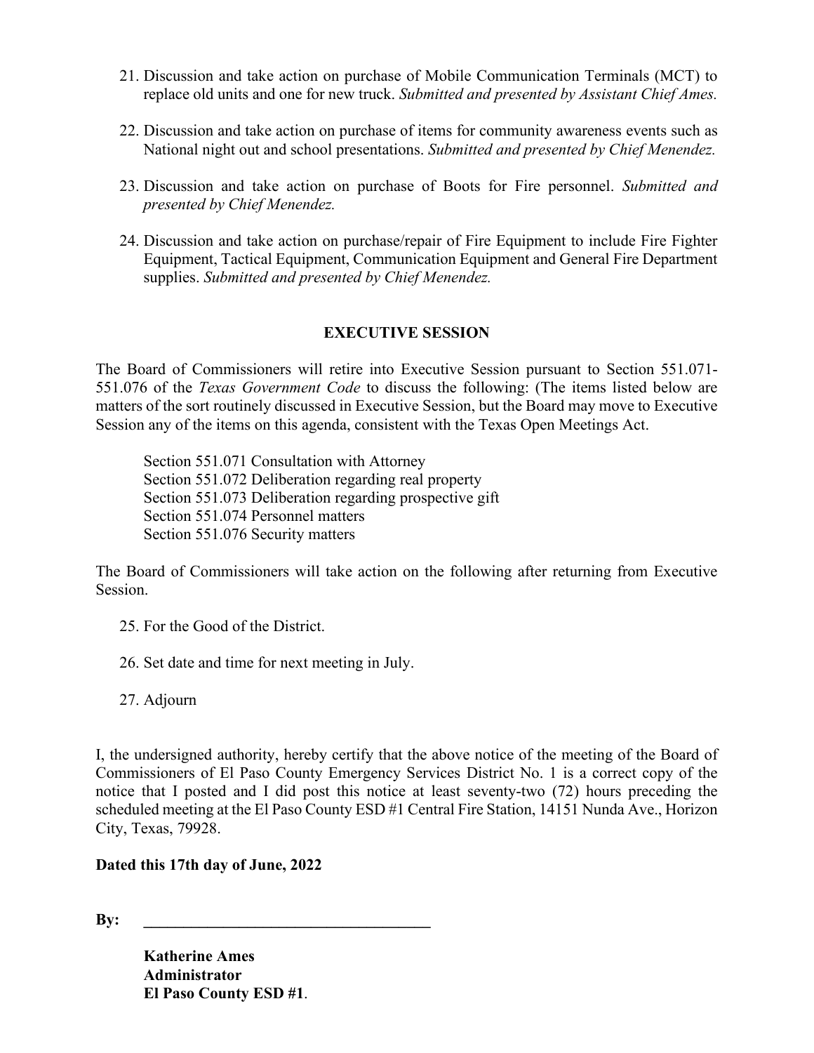21. Discussion and take action on purchase of Mobile Communication Terminals (MCT) to replace old units and one for new truck. *Submitted and presented by Assistant Chief Ames.*

22. Discussion and take action on purchase of items for community awareness events such as National night out and school presentations. *Submitted and presented by Chief Menendez.*

23. Discussion and take action on purchase of Boots for Fire personnel. *Submitted and presented by Chief Menendez.*

24. Discussion and take action on purchase/repair of Fire Equipment to include Fire Fighter Equipment, Tactical Equipment, Communication Equipment and General Fire Department supplies. *Submitted and presented by Chief Menendez.*

## EXECUTIVE SESSION

The Board of Commissioners will retire into Executive Session pursuant to Section 551.071-551.076 of the *Texas Government Code* to discuss the following: (The items listed below are matters of the sort routinely discussed in Executive Session, but the Board may move to Executive Session any of the items on this agenda, consistent with the Texas Open Meetings Act.

Section 551.071 Consultation with Attorney
Section 551.072 Deliberation regarding real property
Section 551.073 Deliberation regarding prospective gift
Section 551.074 Personnel matters
Section 551.076 Security matters

The Board of Commissioners will take action on the following after returning from Executive Session.

25. For the Good of the District.

26. Set date and time for next meeting in July.

27. Adjourn

I, the undersigned authority, hereby certify that the above notice of the meeting of the Board of Commissioners of El Paso County Emergency Services District No. 1 is a correct copy of the notice that I posted and I did post this notice at least seventy-two (72) hours preceding the scheduled meeting at the El Paso County ESD #1 Central Fire Station, 14151 Nunda Ave., Horizon City, Texas, 79928.

**Dated this 17th day of June, 2022**

**By:** ______________________________________

**Katherine Ames**
**Administrator**
**El Paso County ESD #1**.